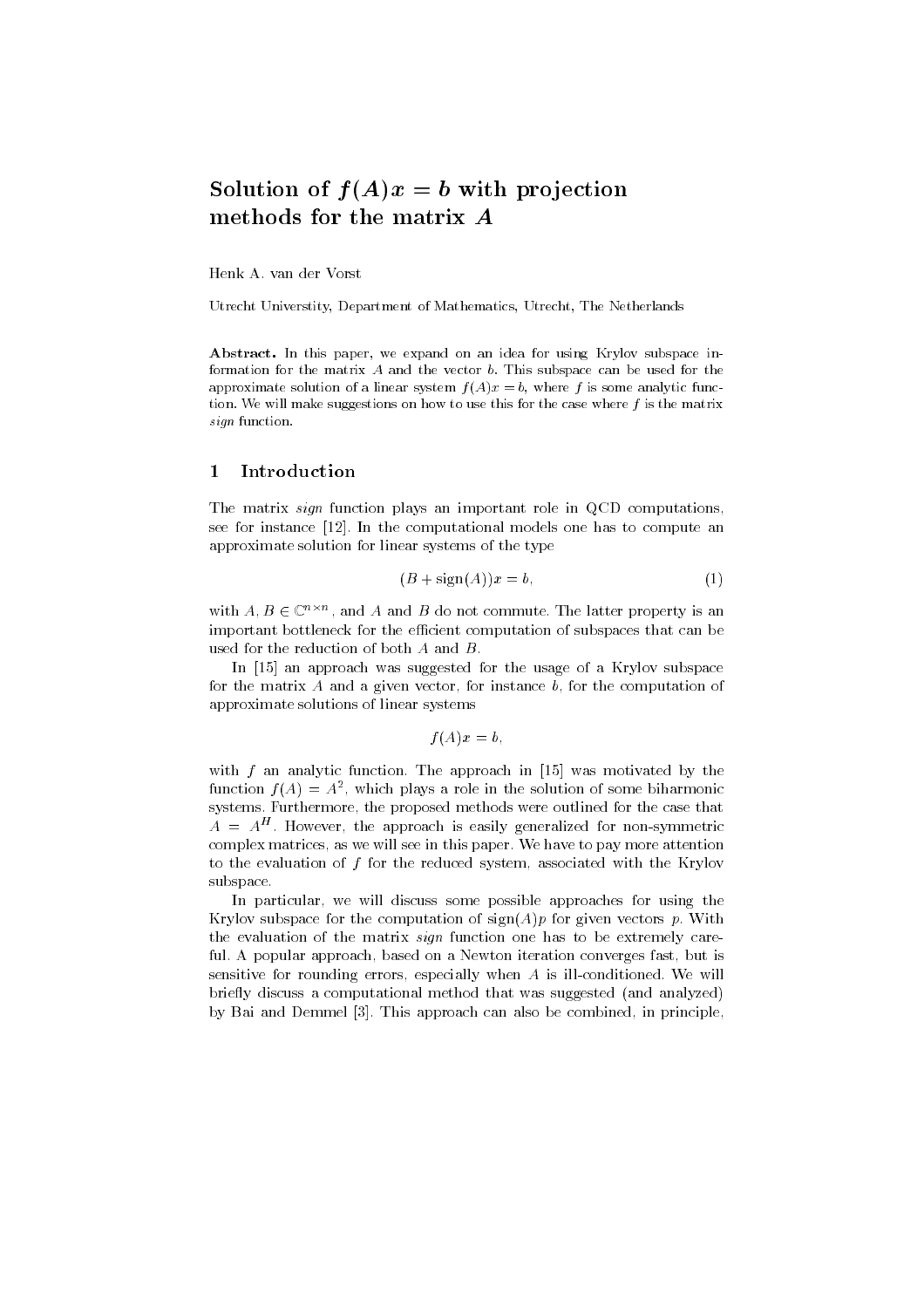# Solution of $f(A)x = b$ with projection methods for the matrix $A$

Henk A. van der Vorst

Utrecht Universtity, Department of Mathematics, Utrecht, The Netherlands

**Abstract.** In this paper, we expand on an idea for using Krylov subspace information for the matrix $A$ and the vector $b$. This subspace can be used for the approximate solution of a linear system $f(A)x = b$, where $f$ is some analytic function. We will make suggestions on how to use this for the case where $f$ is the matrix *sign* function.

## 1 Introduction

The matrix *sign* function plays an important role in QCD computations, see for instance [12]. In the computational models one has to compute an approximate solution for linear systems of the type

$$(B + \mathrm{sign}(A))x = b, \tag{1}$$

with $A, B \in \mathbb{C}^{n \times n}$, and $A$ and $B$ do not commute. The latter property is an important bottleneck for the efficient computation of subspaces that can be used for the reduction of both $A$ and $B$.

In [15] an approach was suggested for the usage of a Krylov subspace for the matrix $A$ and a given vector, for instance $b$, for the computation of approximate solutions of linear systems

$$f(A)x = b,$$

with $f$ an analytic function. The approach in [15] was motivated by the function $f(A) = A^2$, which plays a role in the solution of some biharmonic systems. Furthermore, the proposed methods were outlined for the case that $A = A^H$. However, the approach is easily generalized for non-symmetric complex matrices, as we will see in this paper. We have to pay more attention to the evaluation of $f$ for the reduced system, associated with the Krylov subspace.

In particular, we will discuss some possible approaches for using the Krylov subspace for the computation of $\mathrm{sign}(A)p$ for given vectors $p$. With the evaluation of the matrix *sign* function one has to be extremely careful. A popular approach, based on a Newton iteration converges fast, but is sensitive for rounding errors, especially when $A$ is ill-conditioned. We will briefly discuss a computational method that was suggested (and analyzed) by Bai and Demmel [3]. This approach can also be combined, in principle,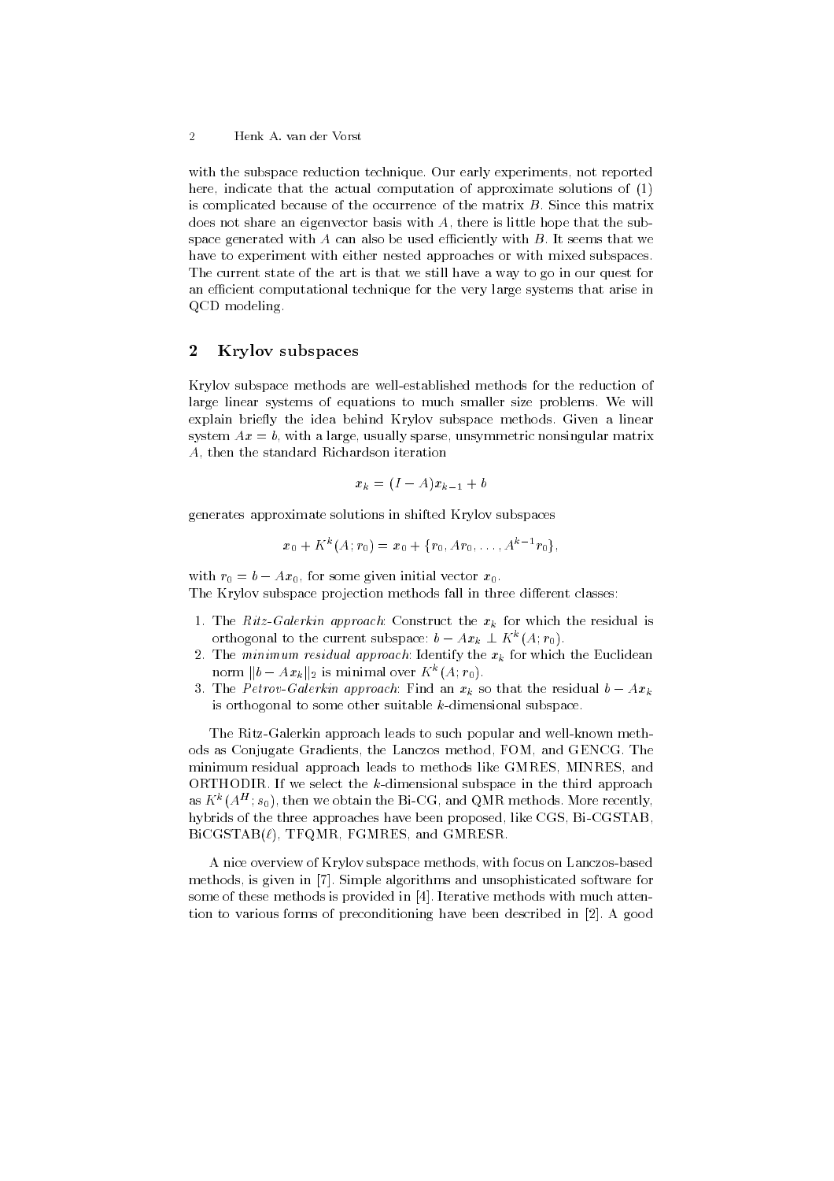with the subspace reduction technique. Our early experiments, not reported here, indicate that the actual computation of approximate solutions of (1) is complicated because of the occurrence of the matrix $B$. Since this matrix does not share an eigenvector basis with $A$, there is little hope that the subspace generated with $A$ can also be used efficiently with $B$. It seems that we have to experiment with either nested approaches or with mixed subspaces. The current state of the art is that we still have a way to go in our quest for an efficient computational technique for the very large systems that arise in QCD modeling.

## 2 Krylov subspaces

Krylov subspace methods are well-established methods for the reduction of large linear systems of equations to much smaller size problems. We will explain briefly the idea behind Krylov subspace methods. Given a linear system $Ax = b$, with a large, usually sparse, unsymmetric nonsingular matrix $A$, then the standard Richardson iteration

$$x_k = (I - A)x_{k-1} + b$$

generates approximate solutions in shifted Krylov subspaces

$$x_0 + K^k(A; r_0) = x_0 + \{r_0, Ar_0, \ldots, A^{k-1}r_0\},$$

with $r_0 = b - Ax_0$, for some given initial vector $x_0$.
The Krylov subspace projection methods fall in three different classes:

1. The *Ritz-Galerkin approach*: Construct the $x_k$ for which the residual is orthogonal to the current subspace: $b - Ax_k \perp K^k(A; r_0)$.
2. The *minimum residual approach*: Identify the $x_k$ for which the Euclidean norm $\|b - Ax_k\|_2$ is minimal over $K^k(A; r_0)$.
3. The *Petrov-Galerkin approach*: Find an $x_k$ so that the residual $b - Ax_k$ is orthogonal to some other suitable $k$-dimensional subspace.

The Ritz-Galerkin approach leads to such popular and well-known methods as Conjugate Gradients, the Lanczos method, FOM, and GENCG. The minimum residual approach leads to methods like GMRES, MINRES, and ORTHODIR. If we select the $k$-dimensional subspace in the third approach as $K^k(A^H; s_0)$, then we obtain the Bi-CG, and QMR methods. More recently, hybrids of the three approaches have been proposed, like CGS, Bi-CGSTAB, BiCGSTAB($\ell$), TFQMR, FGMRES, and GMRESR.

A nice overview of Krylov subspace methods, with focus on Lanczos-based methods, is given in [7]. Simple algorithms and unsophisticated software for some of these methods is provided in [4]. Iterative methods with much attention to various forms of preconditioning have been described in [2]. A good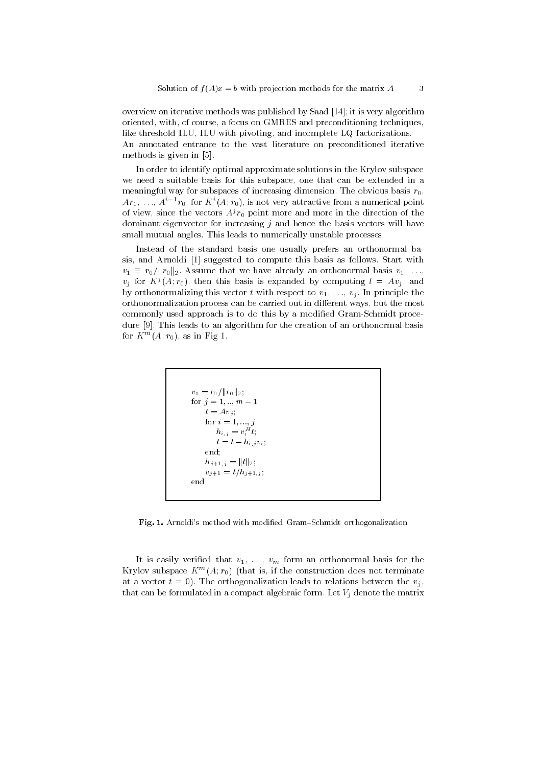overview on iterative methods was published by Saad [14]; it is very algorithm oriented, with, of course, a focus on GMRES and preconditioning techniques, like threshold ILU, ILU with pivoting, and incomplete LQ factorizations. An annotated entrance to the vast literature on preconditioned iterative methods is given in [5].

In order to identify optimal approximate solutions in the Krylov subspace we need a suitable basis for this subspace, one that can be extended in a meaningful way for subspaces of increasing dimension. The obvious basis $r_0$, $Ar_0$, ..., $A^{i-1}r_0$, for $K^i(A; r_0)$, is not very attractive from a numerical point of view, since the vectors $A^j r_0$ point more and more in the direction of the dominant eigenvector for increasing $j$ and hence the basis vectors will have small mutual angles. This leads to numerically unstable processes.

Instead of the standard basis one usually prefers an orthonormal basis, and Arnoldi [1] suggested to compute this basis as follows. Start with $v_1 \equiv r_0/\|r_0\|_2$. Assume that we have already an orthonormal basis $v_1$, ..., $v_j$ for $K^j(A; r_0)$, then this basis is expanded by computing $t = Av_j$, and by orthonormalizing this vector $t$ with respect to $v_1$, ..., $v_j$. In principle the orthonormalization process can be carried out in different ways, but the most commonly used approach is to do this by a modified Gram-Schmidt procedure [9]. This leads to an algorithm for the creation of an orthonormal basis for $K^m(A; r_0)$, as in Fig 1.

```
v_1 = r_0/||r_0||_2;
for j = 1, .., m - 1
    t = A v_j;
    for i = 1, ..., j
        h_{i,j} = v_i^H t;
        t = t - h_{i,j} v_i;
    end;
    h_{j+1,j} = ||t||_2;
    v_{j+1} = t/h_{j+1,j};
end
```

**Fig. 1.** Arnoldi's method with modified Gram–Schmidt orthogonalization

It is easily verified that $v_1$, ..., $v_m$ form an orthonormal basis for the Krylov subspace $K^m(A; r_0)$ (that is, if the construction does not terminate at a vector $t = 0$). The orthogonalization leads to relations between the $v_j$, that can be formulated in a compact algebraic form. Let $V_j$ denote the matrix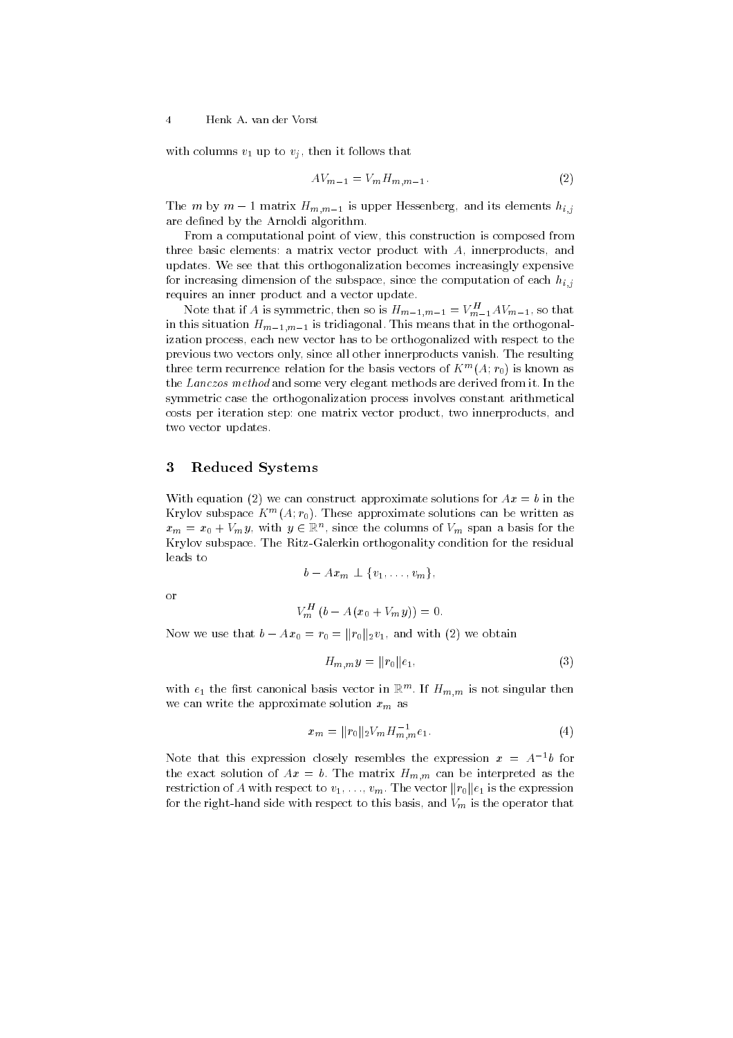with columns $v_1$ up to $v_j$, then it follows that

$$AV_{m-1} = V_m H_{m,m-1}. \tag{2}$$

The $m$ by $m-1$ matrix $H_{m,m-1}$ is upper Hessenberg, and its elements $h_{i,j}$ are defined by the Arnoldi algorithm.

From a computational point of view, this construction is composed from three basic elements: a matrix vector product with $A$, innerproducts, and updates. We see that this orthogonalization becomes increasingly expensive for increasing dimension of the subspace, since the computation of each $h_{i,j}$ requires an inner product and a vector update.

Note that if $A$ is symmetric, then so is $H_{m-1,m-1} = V_{m-1}^H A V_{m-1}$, so that in this situation $H_{m-1,m-1}$ is tridiagonal. This means that in the orthogonalization process, each new vector has to be orthogonalized with respect to the previous two vectors only, since all other innerproducts vanish. The resulting three term recurrence relation for the basis vectors of $K^m(A; r_0)$ is known as the *Lanczos method* and some very elegant methods are derived from it. In the symmetric case the orthogonalization process involves constant arithmetical costs per iteration step: one matrix vector product, two innerproducts, and two vector updates.

## 3 Reduced Systems

With equation (2) we can construct approximate solutions for $Ax = b$ in the Krylov subspace $K^m(A; r_0)$. These approximate solutions can be written as $x_m = x_0 + V_m y$, with $y \in \mathbb{R}^n$, since the columns of $V_m$ span a basis for the Krylov subspace. The Ritz-Galerkin orthogonality condition for the residual leads to

$$b - Ax_m \perp \{v_1, \ldots, v_m\},$$

or

$$V_m^H (b - A(x_0 + V_m y)) = 0.$$

Now we use that $b - Ax_0 = r_0 = \|r_0\|_2 v_1$, and with (2) we obtain

$$H_{m,m} y = \|r_0\| e_1, \tag{3}$$

with $e_1$ the first canonical basis vector in $\mathbb{R}^m$. If $H_{m,m}$ is not singular then we can write the approximate solution $x_m$ as

$$x_m = \|r_0\|_2 V_m H_{m,m}^{-1} e_1. \tag{4}$$

Note that this expression closely resembles the expression $x = A^{-1}b$ for the exact solution of $Ax = b$. The matrix $H_{m,m}$ can be interpreted as the restriction of $A$ with respect to $v_1, \ldots, v_m$. The vector $\|r_0\| e_1$ is the expression for the right-hand side with respect to this basis, and $V_m$ is the operator that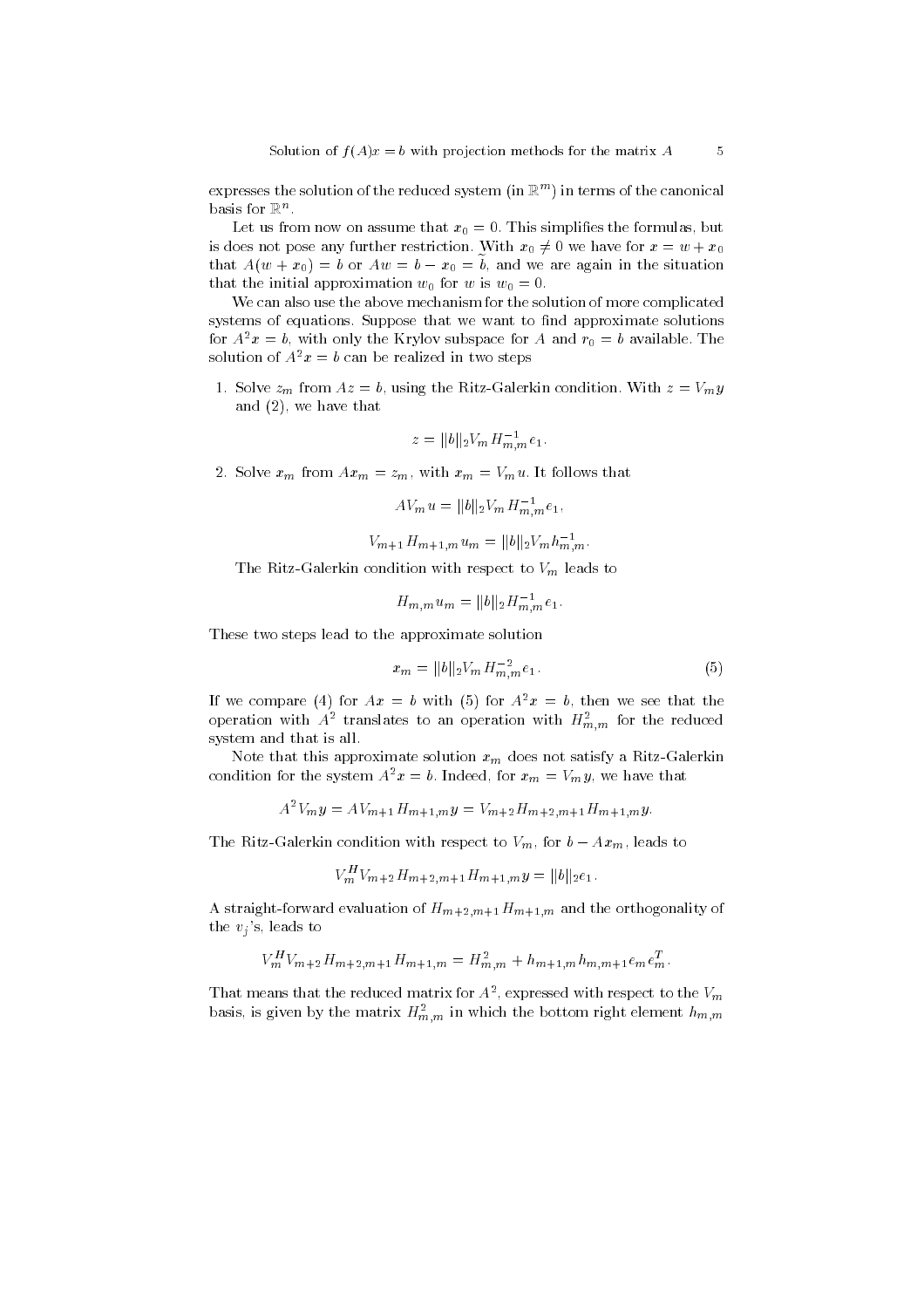expresses the solution of the reduced system (in $\mathbb{R}^m$) in terms of the canonical basis for $\mathbb{R}^n$.

Let us from now on assume that $x_0 = 0$. This simplifies the formulas, but is does not pose any further restriction. With $x_0 \neq 0$ we have for $x = w + x_0$ that $A(w + x_0) = b$ or $Aw = b - x_0 = \widetilde{b}$, and we are again in the situation that the initial approximation $w_0$ for $w$ is $w_0 = 0$.

We can also use the above mechanism for the solution of more complicated systems of equations. Suppose that we want to find approximate solutions for $A^2x = b$, with only the Krylov subspace for $A$ and $r_0 = b$ available. The solution of $A^2x = b$ can be realized in two steps

1. Solve $z_m$ from $Az = b$, using the Ritz-Galerkin condition. With $z = V_m y$ and (2), we have that

$$z = \|b\|_2 V_m H_{m,m}^{-1} e_1.$$

2. Solve $x_m$ from $Ax_m = z_m$, with $x_m = V_m u$. It follows that

$$AV_m u = \|b\|_2 V_m H_{m,m}^{-1} e_1,$$

$$V_{m+1} H_{m+1,m} u_m = \|b\|_2 V_m h_{m,m}^{-1}.$$

The Ritz-Galerkin condition with respect to $V_m$ leads to

$$H_{m,m} u_m = \|b\|_2 H_{m,m}^{-1} e_1.$$

These two steps lead to the approximate solution

$$x_m = \|b\|_2 V_m H_{m,m}^{-2} e_1. \tag{5}$$

If we compare (4) for $Ax = b$ with (5) for $A^2x = b$, then we see that the operation with $A^2$ translates to an operation with $H_{m,m}^2$ for the reduced system and that is all.

Note that this approximate solution $x_m$ does not satisfy a Ritz-Galerkin condition for the system $A^2x = b$. Indeed, for $x_m = V_m y$, we have that

$$A^2 V_m y = AV_{m+1} H_{m+1,m} y = V_{m+2} H_{m+2,m+1} H_{m+1,m} y.$$

The Ritz-Galerkin condition with respect to $V_m$, for $b - Ax_m$, leads to

$$V_m^H V_{m+2} H_{m+2,m+1} H_{m+1,m} y = \|b\|_2 e_1.$$

A straight-forward evaluation of $H_{m+2,m+1} H_{m+1,m}$ and the orthogonality of the $v_j$'s, leads to

$$V_m^H V_{m+2} H_{m+2,m+1} H_{m+1,m} = H_{m,m}^2 + h_{m+1,m} h_{m,m+1} e_m e_m^T.$$

That means that the reduced matrix for $A^2$, expressed with respect to the $V_m$ basis, is given by the matrix $H_{m,m}^2$ in which the bottom right element $h_{m,m}$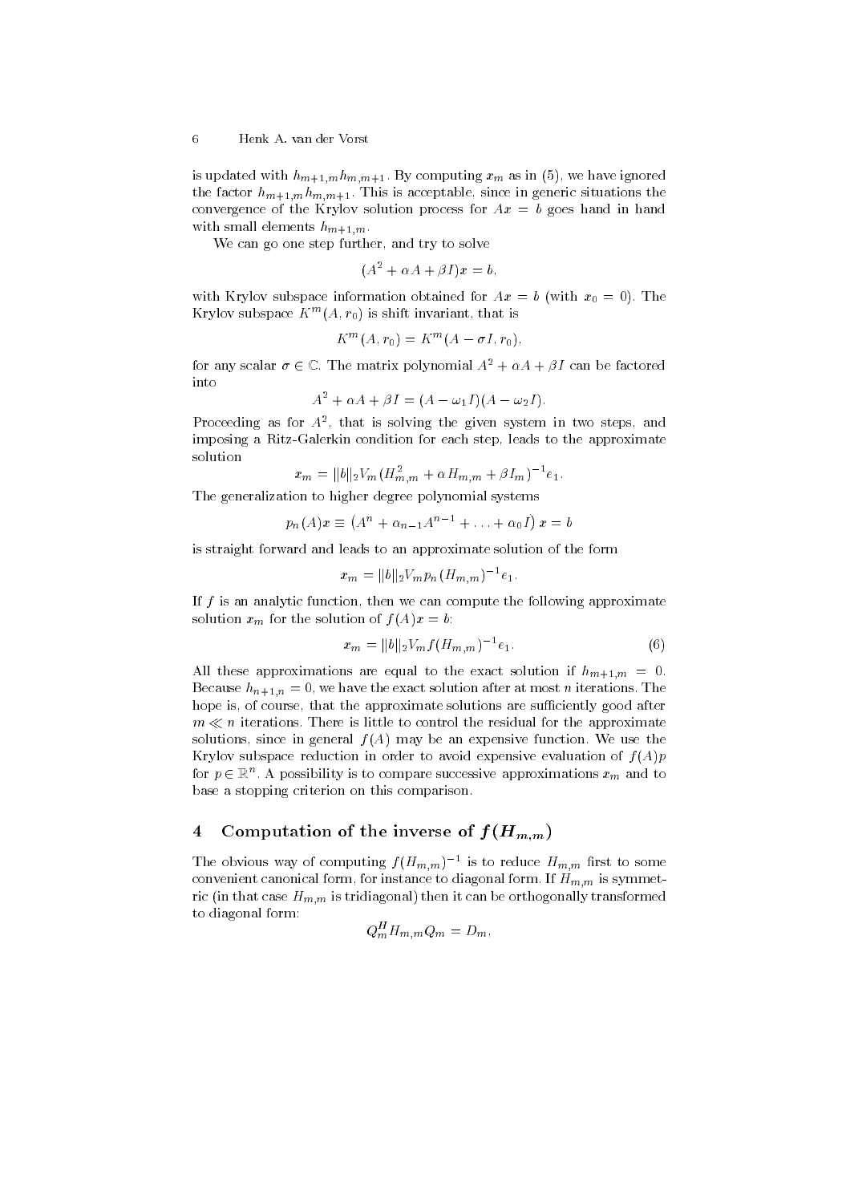is updated with $h_{m+1,m}h_{m,m+1}$. By computing $x_m$ as in (5), we have ignored the factor $h_{m+1,m}h_{m,m+1}$. This is acceptable, since in generic situations the convergence of the Krylov solution process for $Ax = b$ goes hand in hand with small elements $h_{m+1,m}$.

We can go one step further, and try to solve

$$(A^2 + \alpha A + \beta I)x = b,$$

with Krylov subspace information obtained for $Ax = b$ (with $x_0 = 0$). The Krylov subspace $K^m(A, r_0)$ is shift invariant, that is

$$K^m(A, r_0) = K^m(A - \sigma I, r_0),$$

for any scalar $\sigma \in \mathbb{C}$. The matrix polynomial $A^2 + \alpha A + \beta I$ can be factored into

$$A^2 + \alpha A + \beta I = (A - \omega_1 I)(A - \omega_2 I).$$

Proceeding as for $A^2$, that is solving the given system in two steps, and imposing a Ritz-Galerkin condition for each step, leads to the approximate solution

$$x_m = \|b\|_2 V_m (H_{m,m}^2 + \alpha H_{m,m} + \beta I_m)^{-1} e_1.$$

The generalization to higher degree polynomial systems

$$p_n(A)x \equiv \left(A^n + \alpha_{n-1}A^{n-1} + \ldots + \alpha_0 I\right) x = b$$

is straight forward and leads to an approximate solution of the form

$$x_m = \|b\|_2 V_m p_n(H_{m,m})^{-1} e_1.$$

If $f$ is an analytic function, then we can compute the following approximate solution $x_m$ for the solution of $f(A)x = b$:

$$x_m = \|b\|_2 V_m f(H_{m,m})^{-1} e_1. \tag{6}$$

All these approximations are equal to the exact solution if $h_{m+1,m} = 0$. Because $h_{n+1,n} = 0$, we have the exact solution after at most $n$ iterations. The hope is, of course, that the approximate solutions are sufficiently good after $m \ll n$ iterations. There is little to control the residual for the approximate solutions, since in general $f(A)$ may be an expensive function. We use the Krylov subspace reduction in order to avoid expensive evaluation of $f(A)p$ for $p \in \mathbb{R}^n$. A possibility is to compare successive approximations $x_m$ and to base a stopping criterion on this comparison.

## 4 Computation of the inverse of $f(H_{m,m})$

The obvious way of computing $f(H_{m,m})^{-1}$ is to reduce $H_{m,m}$ first to some convenient canonical form, for instance to diagonal form. If $H_{m,m}$ is symmetric (in that case $H_{m,m}$ is tridiagonal) then it can be orthogonally transformed to diagonal form:

$$Q_m^H H_{m,m} Q_m = D_m,$$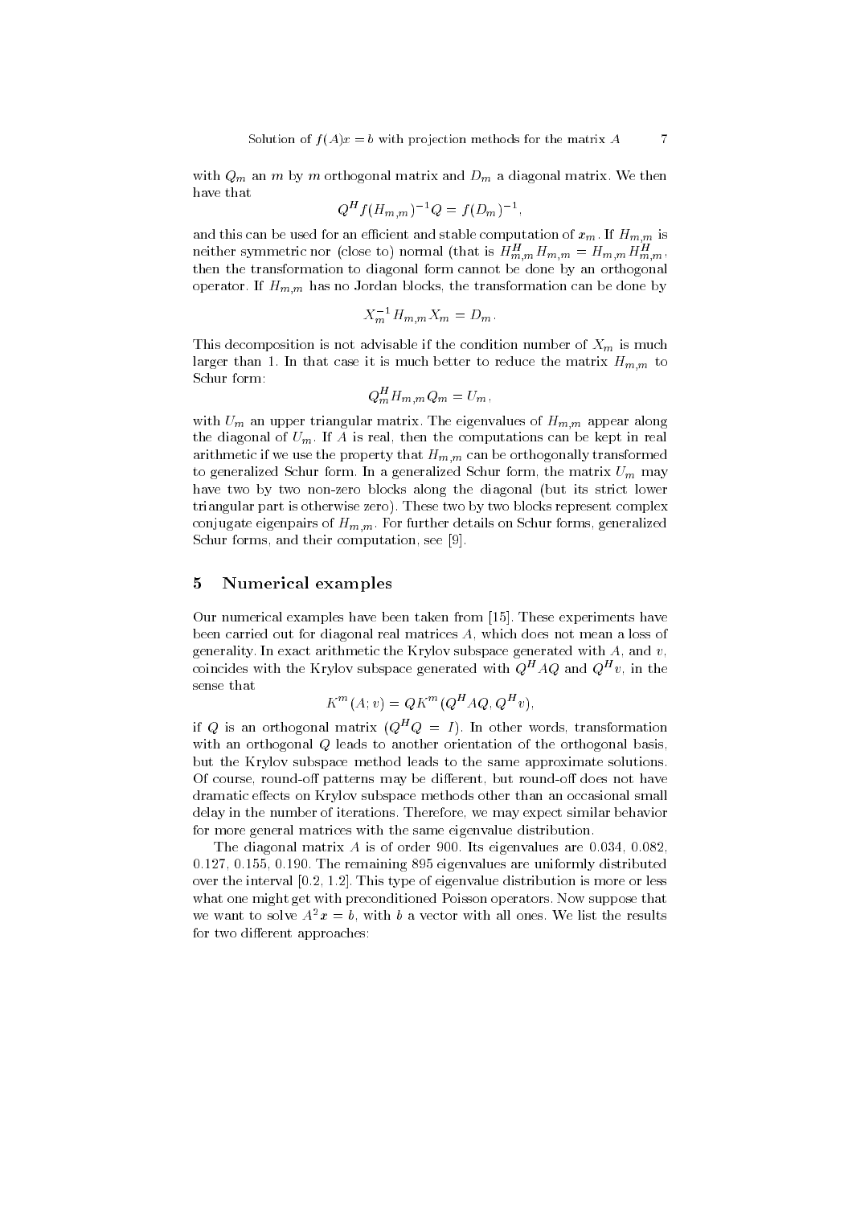with $Q_m$ an $m$ by $m$ orthogonal matrix and $D_m$ a diagonal matrix. We then have that

$$Q^H f(H_{m,m})^{-1} Q = f(D_m)^{-1},$$

and this can be used for an efficient and stable computation of $x_m$. If $H_{m,m}$ is neither symmetric nor (close to) normal (that is $H_{m,m}^H H_{m,m} = H_{m,m} H_{m,m}^H$, then the transformation to diagonal form cannot be done by an orthogonal operator. If $H_{m,m}$ has no Jordan blocks, the transformation can be done by

$$X_m^{-1} H_{m,m} X_m = D_m.$$

This decomposition is not advisable if the condition number of $X_m$ is much larger than 1. In that case it is much better to reduce the matrix $H_{m,m}$ to Schur form:

$$Q_m^H H_{m,m} Q_m = U_m,$$

with $U_m$ an upper triangular matrix. The eigenvalues of $H_{m,m}$ appear along the diagonal of $U_m$. If $A$ is real, then the computations can be kept in real arithmetic if we use the property that $H_{m,m}$ can be orthogonally transformed to generalized Schur form. In a generalized Schur form, the matrix $U_m$ may have two by two non-zero blocks along the diagonal (but its strict lower triangular part is otherwise zero). These two by two blocks represent complex conjugate eigenpairs of $H_{m,m}$. For further details on Schur forms, generalized Schur forms, and their computation, see [9].

## 5 Numerical examples

Our numerical examples have been taken from [15]. These experiments have been carried out for diagonal real matrices $A$, which does not mean a loss of generality. In exact arithmetic the Krylov subspace generated with $A$, and $v$, coincides with the Krylov subspace generated with $Q^H AQ$ and $Q^H v$, in the sense that

$$K^m(A; v) = QK^m(Q^H AQ, Q^H v),$$

if $Q$ is an orthogonal matrix ($Q^H Q = I$). In other words, transformation with an orthogonal $Q$ leads to another orientation of the orthogonal basis, but the Krylov subspace method leads to the same approximate solutions. Of course, round-off patterns may be different, but round-off does not have dramatic effects on Krylov subspace methods other than an occasional small delay in the number of iterations. Therefore, we may expect similar behavior for more general matrices with the same eigenvalue distribution.

The diagonal matrix $A$ is of order 900. Its eigenvalues are 0.034, 0.082, 0.127, 0.155, 0.190. The remaining 895 eigenvalues are uniformly distributed over the interval [0.2, 1.2]. This type of eigenvalue distribution is more or less what one might get with preconditioned Poisson operators. Now suppose that we want to solve $A^2 x = b$, with $b$ a vector with all ones. We list the results for two different approaches: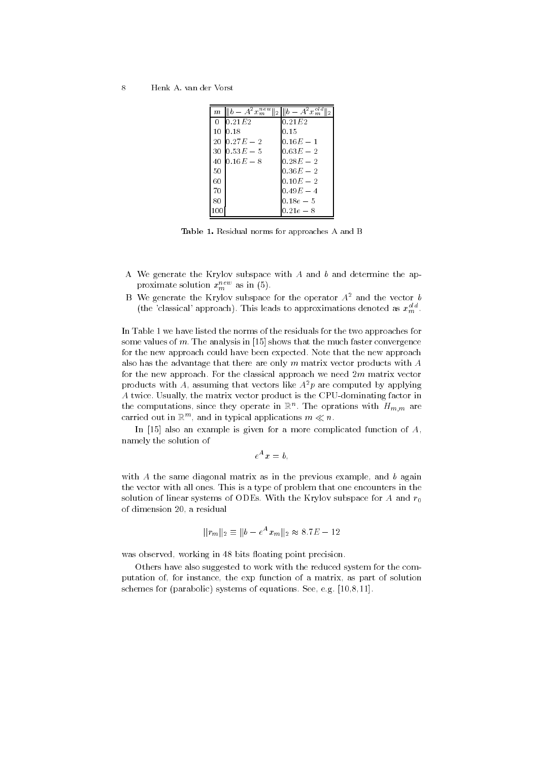| $m$ | $\|b - A^2 x_m^{new}\|_2$ | $\|b - A^2 x_m^{old}\|_2$ |
|---|---|---|
| 0 | $0.21E2$ | $0.21E2$ |
| 10 | $0.18$ | $0.15$ |
| 20 | $0.27E-2$ | $0.16E-1$ |
| 30 | $0.53E-5$ | $0.63E-2$ |
| 40 | $0.16E-8$ | $0.28E-2$ |
| 50 | | $0.36E-2$ |
| 60 | | $0.10E-2$ |
| 70 | | $0.49E-4$ |
| 80 | | $0.18e-5$ |
| 100 | | $0.21e-8$ |

**Table 1.** Residual norms for approaches A and B

- A We generate the Krylov subspace with $A$ and $b$ and determine the approximate solution $x_m^{new}$ as in (5).
- B We generate the Krylov subspace for the operator $A^2$ and the vector $b$ (the 'classical' approach). This leads to approximations denoted as $x_m^{old}$.

In Table 1 we have listed the norms of the residuals for the two approaches for some values of $m$. The analysis in [15] shows that the much faster convergence for the new approach could have been expected. Note that the new approach also has the advantage that there are only $m$ matrix vector products with $A$ for the new approach. For the classical approach we need $2m$ matrix vector products with $A$, assuming that vectors like $A^2 p$ are computed by applying $A$ twice. Usually, the matrix vector product is the CPU-dominating factor in the computations, since they operate in $\mathbb{R}^n$. The oprations with $H_{m,m}$ are carried out in $\mathbb{R}^m$, and in typical applications $m \ll n$.

In [15] also an example is given for a more complicated function of $A$, namely the solution of

$$e^A x = b,$$

with $A$ the same diagonal matrix as in the previous example, and $b$ again the vector with all ones. This is a type of problem that one encounters in the solution of linear systems of ODEs. With the Krylov subspace for $A$ and $r_0$ of dimension 20, a residual

$$||r_m||_2 \equiv ||b - e^A x_m||_2 \approx 8.7E-12$$

was observed, working in 48 bits floating point precision.

Others have also suggested to work with the reduced system for the computation of, for instance, the exp function of a matrix, as part of solution schemes for (parabolic) systems of equations. See, e.g. [10,8,11].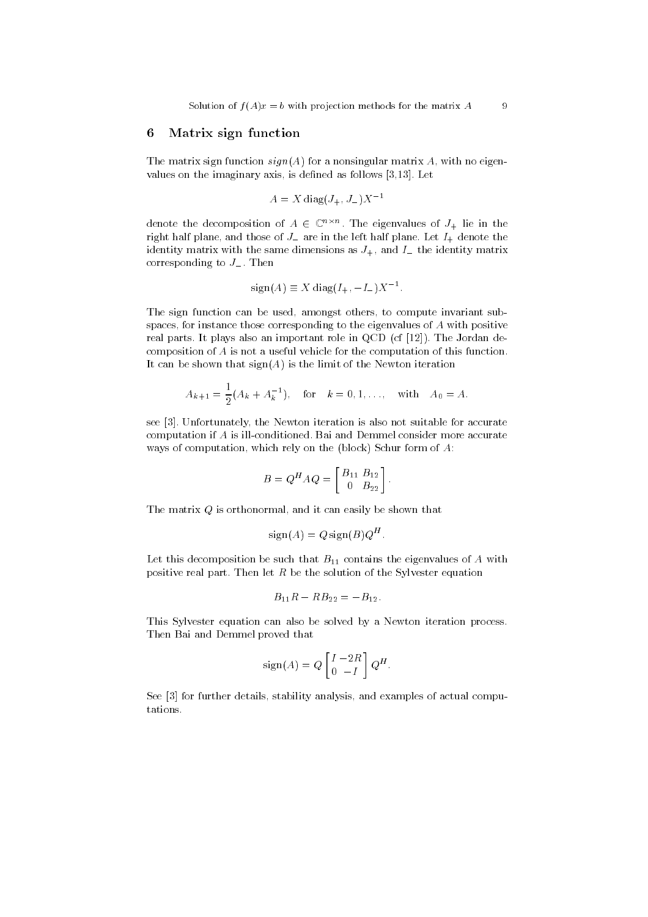## 6 Matrix sign function

The matrix sign function $sign(A)$ for a nonsingular matrix $A$, with no eigenvalues on the imaginary axis, is defined as follows [3,13]. Let

$$A = X\,\mathrm{diag}(J_+, J_-)X^{-1}$$

denote the decomposition of $A \in \mathbb{C}^{n\times n}$. The eigenvalues of $J_+$ lie in the right half plane, and those of $J_-$ are in the left half plane. Let $I_+$ denote the identity matrix with the same dimensions as $J_+$, and $I_-$ the identity matrix corresponding to $J_-$. Then

$$\mathrm{sign}(A) \equiv X\,\mathrm{diag}(I_+, -I_-)X^{-1}.$$

The sign function can be used, amongst others, to compute invariant subspaces, for instance those corresponding to the eigenvalues of $A$ with positive real parts. It plays also an important role in QCD (cf [12]). The Jordan decomposition of $A$ is not a useful vehicle for the computation of this function. It can be shown that $\mathrm{sign}(A)$ is the limit of the Newton iteration

$$A_{k+1} = \frac{1}{2}(A_k + A_k^{-1}), \quad \text{for} \quad k = 0, 1, \ldots, \quad \text{with} \quad A_0 = A.$$

see [3]. Unfortunately, the Newton iteration is also not suitable for accurate computation if $A$ is ill-conditioned. Bai and Demmel consider more accurate ways of computation, which rely on the (block) Schur form of $A$:

$$B = Q^H A Q = \begin{bmatrix} B_{11} & B_{12} \\ 0 & B_{22} \end{bmatrix}.$$

The matrix $Q$ is orthonormal, and it can easily be shown that

$$\mathrm{sign}(A) = Q\,\mathrm{sign}(B)Q^H.$$

Let this decomposition be such that $B_{11}$ contains the eigenvalues of $A$ with positive real part. Then let $R$ be the solution of the Sylvester equation

$$B_{11}R - RB_{22} = -B_{12}.$$

This Sylvester equation can also be solved by a Newton iteration process. Then Bai and Demmel proved that

$$\mathrm{sign}(A) = Q\begin{bmatrix} I & -2R \\ 0 & -I \end{bmatrix}Q^H.$$

See [3] for further details, stability analysis, and examples of actual computations.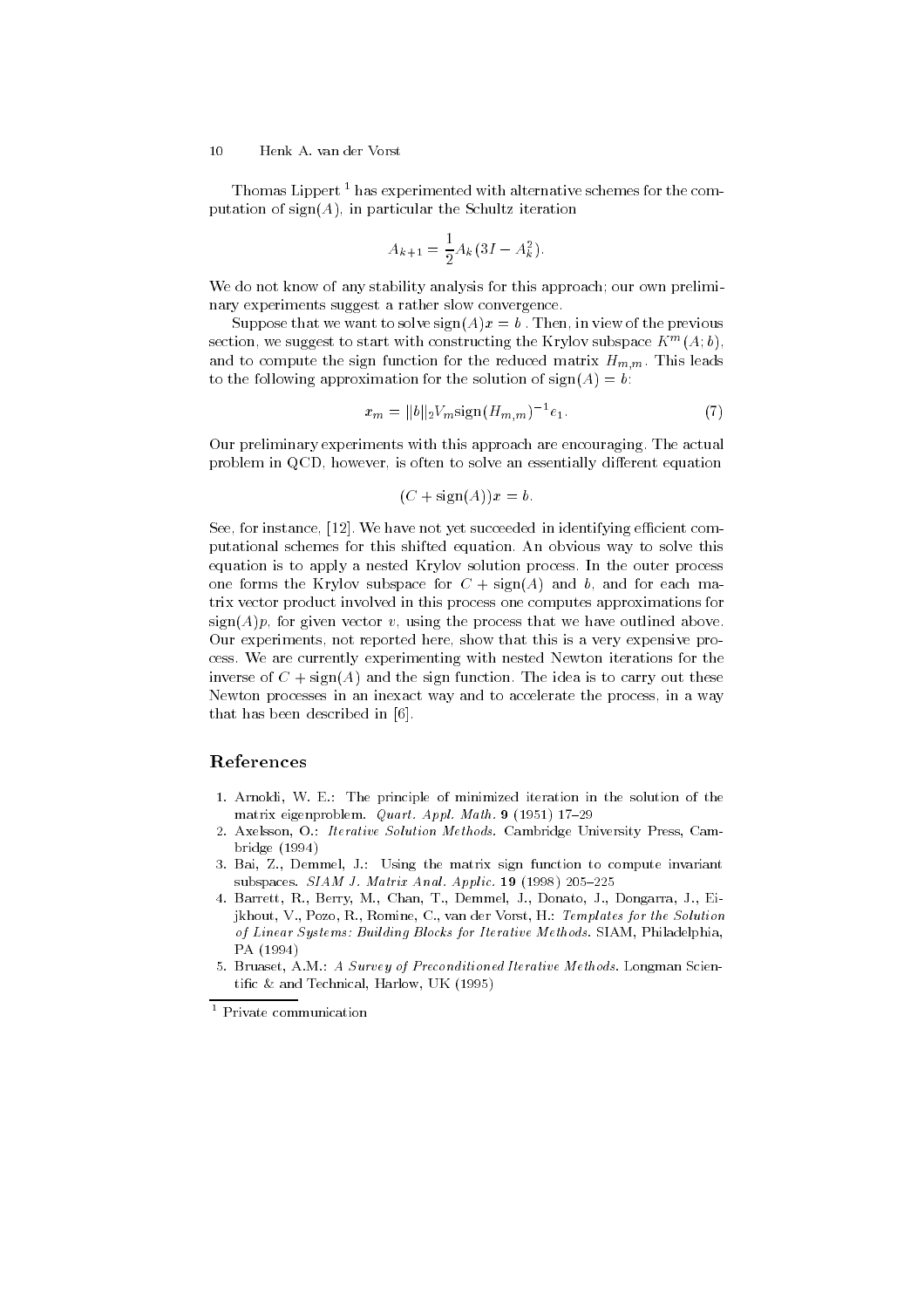Thomas Lippert [1] has experimented with alternative schemes for the computation of $\mathrm{sign}(A)$, in particular the Schultz iteration

$$A_{k+1} = \frac{1}{2} A_k (3I - A_k^2).$$

We do not know of any stability analysis for this approach; our own preliminary experiments suggest a rather slow convergence.

Suppose that we want to solve $\mathrm{sign}(A)x = b$. Then, in view of the previous section, we suggest to start with constructing the Krylov subspace $K^m(A; b)$, and to compute the sign function for the reduced matrix $H_{m,m}$. This leads to the following approximation for the solution of $\mathrm{sign}(A) = b$:

$$x_m = \|b\|_2 V_m \mathrm{sign}(H_{m,m})^{-1} e_1. \tag{7}$$

Our preliminary experiments with this approach are encouraging. The actual problem in QCD, however, is often to solve an essentially different equation

$$(C + \mathrm{sign}(A))x = b.$$

See, for instance, [12]. We have not yet succeeded in identifying efficient computational schemes for this shifted equation. An obvious way to solve this equation is to apply a nested Krylov solution process. In the outer process one forms the Krylov subspace for $C + \mathrm{sign}(A)$ and $b$, and for each matrix vector product involved in this process one computes approximations for $\mathrm{sign}(A)p$, for given vector $v$, using the process that we have outlined above. Our experiments, not reported here, show that this is a very expensive process. We are currently experimenting with nested Newton iterations for the inverse of $C + \mathrm{sign}(A)$ and the sign function. The idea is to carry out these Newton processes in an inexact way and to accelerate the process, in a way that has been described in [6].

## References

1. Arnoldi, W. E.: The principle of minimized iteration in the solution of the matrix eigenproblem. *Quart. Appl. Math.* **9** (1951) 17–29
2. Axelsson, O.: *Iterative Solution Methods*. Cambridge University Press, Cambridge (1994)
3. Bai, Z., Demmel, J.: Using the matrix sign function to compute invariant subspaces. *SIAM J. Matrix Anal. Applic.* **19** (1998) 205–225
4. Barrett, R., Berry, M., Chan, T., Demmel, J., Donato, J., Dongarra, J., Eijkhout, V., Pozo, R., Romine, C., van der Vorst, H.: *Templates for the Solution of Linear Systems: Building Blocks for Iterative Methods*. SIAM, Philadelphia, PA (1994)
5. Bruaset, A.M.: *A Survey of Preconditioned Iterative Methods*. Longman Scientific & and Technical, Harlow, UK (1995)

[1] Private communication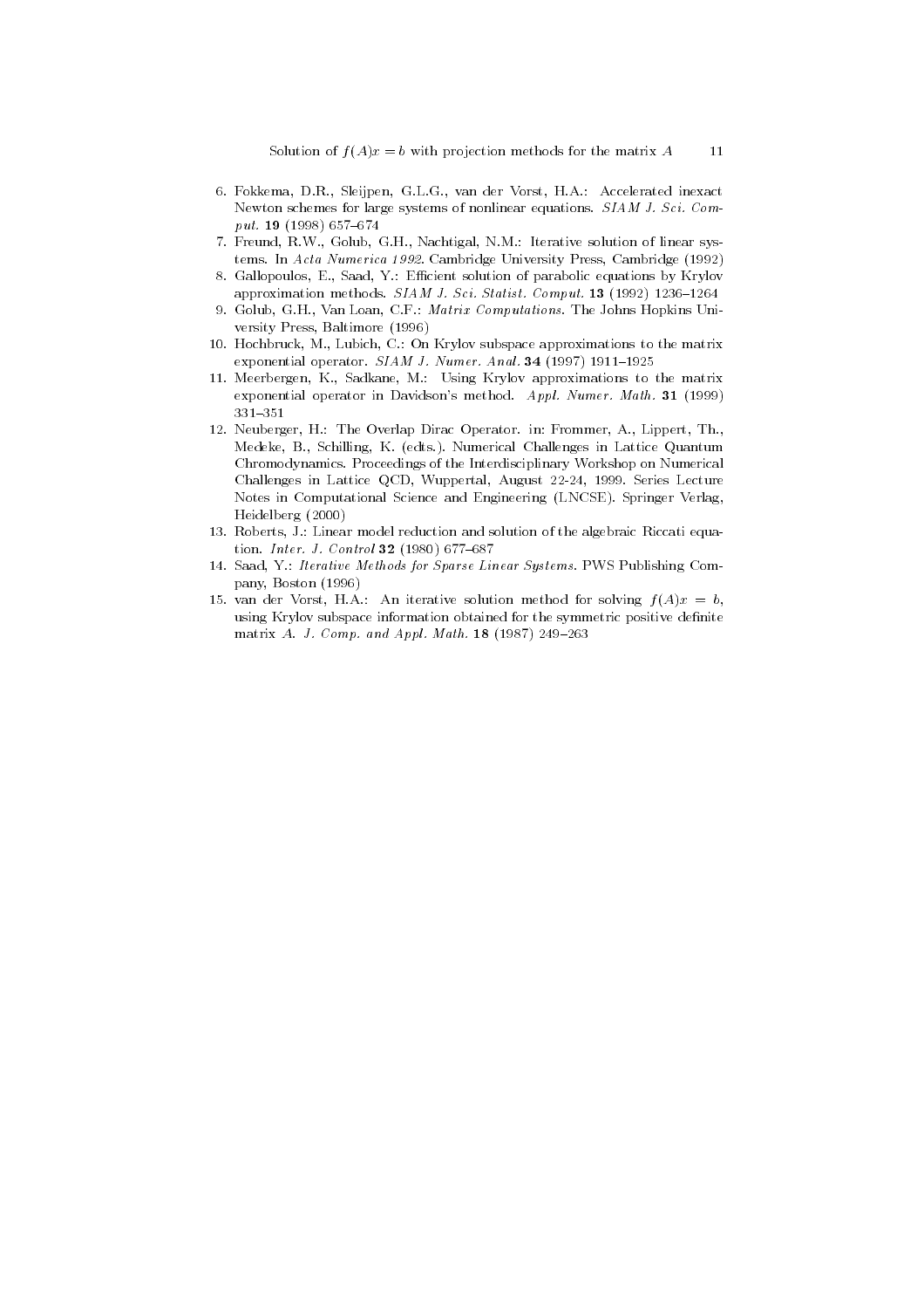6. Fokkema, D.R., Sleijpen, G.L.G., van der Vorst, H.A.: Accelerated inexact Newton schemes for large systems of nonlinear equations. *SIAM J. Sci. Comput.* **19** (1998) 657–674
7. Freund, R.W., Golub, G.H., Nachtigal, N.M.: Iterative solution of linear systems. In *Acta Numerica 1992*. Cambridge University Press, Cambridge (1992)
8. Gallopoulos, E., Saad, Y.: Efficient solution of parabolic equations by Krylov approximation methods. *SIAM J. Sci. Statist. Comput.* **13** (1992) 1236–1264
9. Golub, G.H., Van Loan, C.F.: *Matrix Computations*. The Johns Hopkins University Press, Baltimore (1996)
10. Hochbruck, M., Lubich, C.: On Krylov subspace approximations to the matrix exponential operator. *SIAM J. Numer. Anal.* **34** (1997) 1911–1925
11. Meerbergen, K., Sadkane, M.: Using Krylov approximations to the matrix exponential operator in Davidson's method. *Appl. Numer. Math.* **31** (1999) 331–351
12. Neuberger, H.: The Overlap Dirac Operator. in: Frommer, A., Lippert, Th., Medeke, B., Schilling, K. (edts.). Numerical Challenges in Lattice Quantum Chromodynamics. Proceedings of the Interdisciplinary Workshop on Numerical Challenges in Lattice QCD, Wuppertal, August 22-24, 1999. Series Lecture Notes in Computational Science and Engineering (LNCSE). Springer Verlag, Heidelberg (2000)
13. Roberts, J.: Linear model reduction and solution of the algebraic Riccati equation. *Inter. J. Control* **32** (1980) 677–687
14. Saad, Y.: *Iterative Methods for Sparse Linear Systems*. PWS Publishing Company, Boston (1996)
15. van der Vorst, H.A.: An iterative solution method for solving $f(A)x = b$, using Krylov subspace information obtained for the symmetric positive definite matrix $A$. *J. Comp. and Appl. Math.* **18** (1987) 249–263